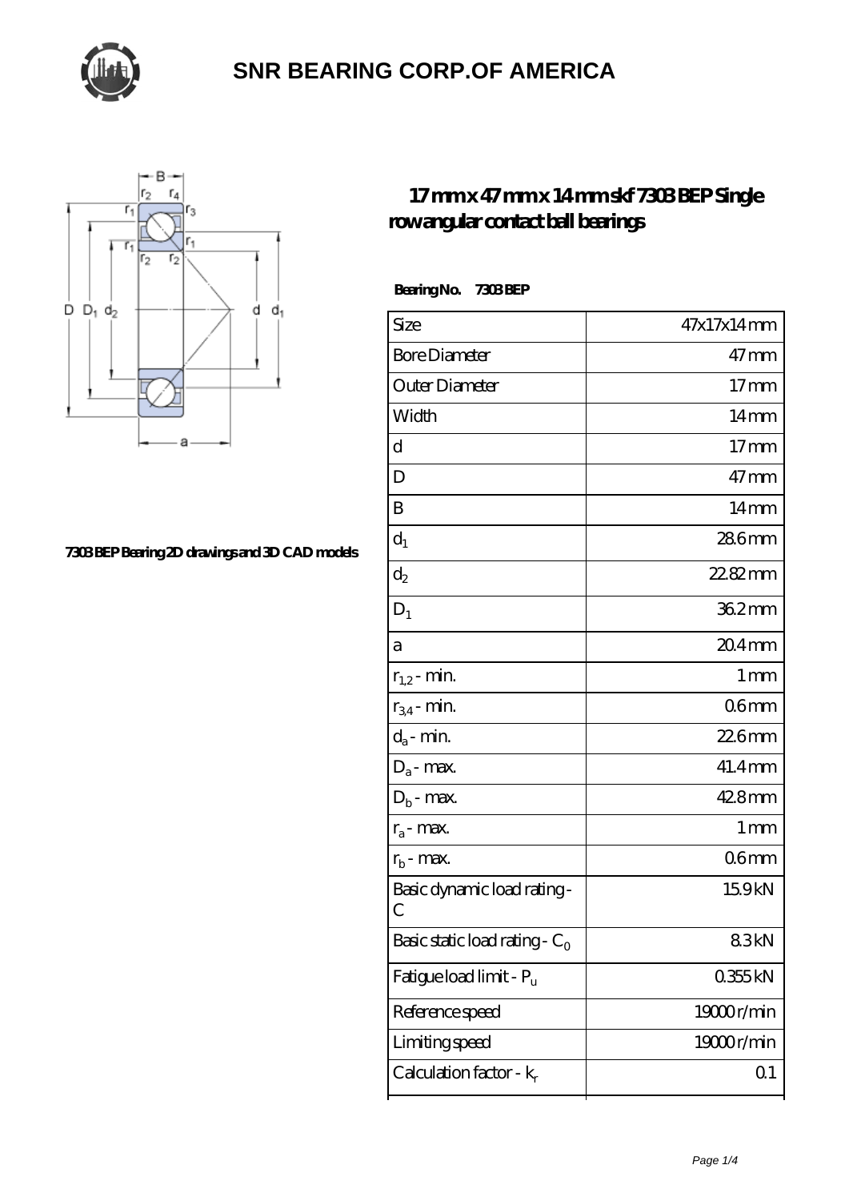# SNR BEARING CORP.OF AMERICA

7303 BEP Bearing 2D drawings and 3D CAD models

## 17 mm x 47 mm x 14 mm skf 7303 BEP Single row angular contact ball bearings

**Bearing No. 7303 BEP**

| | |
|---|---|
| Size | 47x17x14 mm |
| Bore Diameter | 47 mm |
| Outer Diameter | 17 mm |
| Width | 14 mm |
| d | 17 mm |
| D | 47 mm |
| B | 14 mm |
| $d_1$ | 28.6 mm |
| $d_2$ | 22.82 mm |
| $D_1$ | 36.2 mm |
| a | 20.4 mm |
| $r_{1,2}$ - min. | 1 mm |
| $r_{3,4}$ - min. | 0.6 mm |
| $d_a$ - min. | 22.6 mm |
| $D_a$ - max. | 41.4 mm |
| $D_b$ - max. | 42.8 mm |
| $r_a$ - max. | 1 mm |
| $r_b$ - max. | 0.6 mm |
| Basic dynamic load rating - C | 15.9 kN |
| Basic static load rating - $C_0$ | 8.3 kN |
| Fatigue load limit - $P_u$ | 0.355 kN |
| Reference speed | 19000 r/min |
| Limiting speed | 19000 r/min |
| Calculation factor - $k_r$ | 0.1 |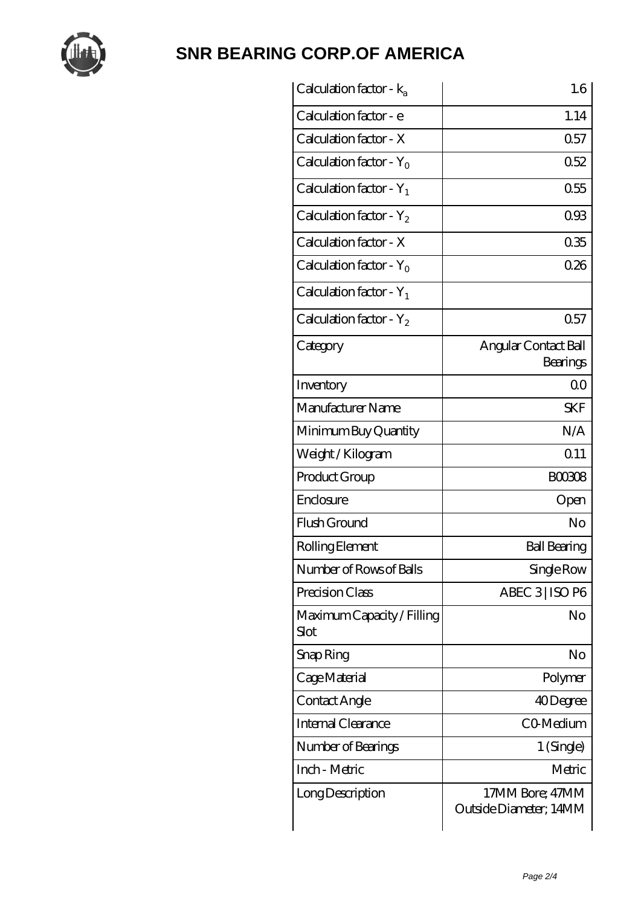# SNR BEARING CORP.OF AMERICA

| | |
|---|---|
| Calculation factor - $k_a$ | 1.6 |
| Calculation factor - e | 1.14 |
| Calculation factor - X | 0.57 |
| Calculation factor - $Y_0$ | 0.52 |
| Calculation factor - $Y_1$ | 0.55 |
| Calculation factor - $Y_2$ | 0.93 |
| Calculation factor - X | 0.35 |
| Calculation factor - $Y_0$ | 0.26 |
| Calculation factor - $Y_1$ | |
| Calculation factor - $Y_2$ | 0.57 |
| Category | Angular Contact Ball Bearings |
| Inventory | 0.0 |
| Manufacturer Name | SKF |
| Minimum Buy Quantity | N/A |
| Weight / Kilogram | 0.11 |
| Product Group | B00308 |
| Enclosure | Open |
| Flush Ground | No |
| Rolling Element | Ball Bearing |
| Number of Rows of Balls | Single Row |
| Precision Class | ABEC 3 \| ISO P6 |
| Maximum Capacity / Filling Slot | No |
| Snap Ring | No |
| Cage Material | Polymer |
| Contact Angle | 40 Degree |
| Internal Clearance | C0-Medium |
| Number of Bearings | 1 (Single) |
| Inch - Metric | Metric |
| Long Description | 17MM Bore; 47MM Outside Diameter; 14MM |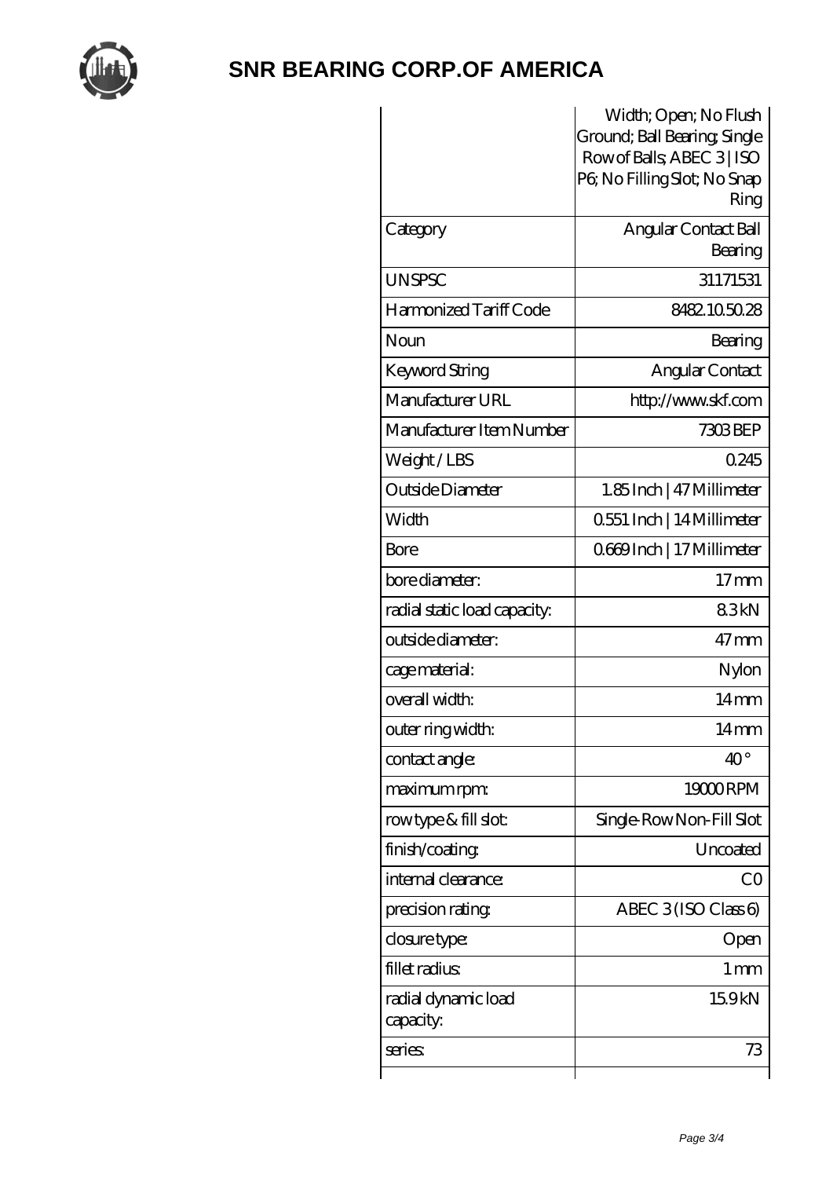| | |
|---|---|
| | Width; Open; No Flush Ground; Ball Bearing; Single Row of Balls; ABEC 3 \| ISO P6; No Filling Slot; No Snap Ring |
| Category | Angular Contact Ball Bearing |
| UNSPSC | 31171531 |
| Harmonized Tariff Code | 8482.10.50.28 |
| Noun | Bearing |
| Keyword String | Angular Contact |
| Manufacturer URL | http://www.skf.com |
| Manufacturer Item Number | 7303 BEP |
| Weight / LBS | 0.245 |
| Outside Diameter | 1.85 Inch \| 47 Millimeter |
| Width | 0.551 Inch \| 14 Millimeter |
| Bore | 0.669 Inch \| 17 Millimeter |
| bore diameter: | 17 mm |
| radial static load capacity: | 8.3 kN |
| outside diameter: | 47 mm |
| cage material: | Nylon |
| overall width: | 14 mm |
| outer ring width: | 14 mm |
| contact angle: | 40 ° |
| maximum rpm: | 19000 RPM |
| row type & fill slot: | Single-Row Non-Fill Slot |
| finish/coating: | Uncoated |
| internal clearance: | C0 |
| precision rating: | ABEC 3 (ISO Class 6) |
| closure type: | Open |
| fillet radius: | 1 mm |
| radial dynamic load capacity: | 15.9 kN |
| series: | 73 |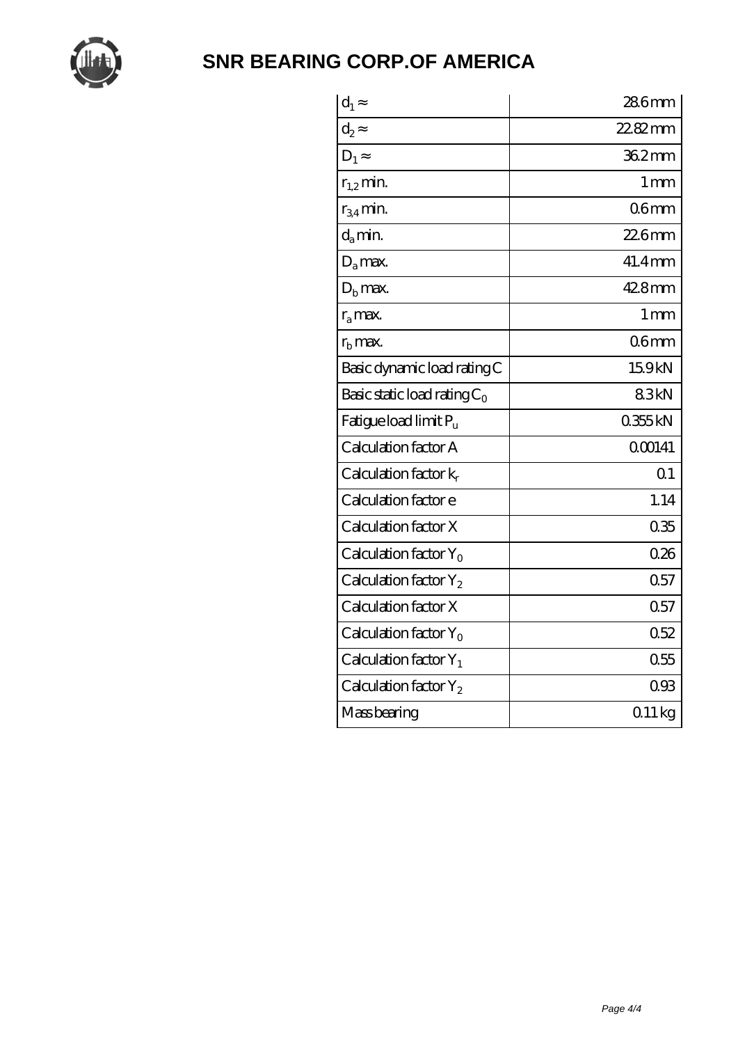# SNR BEARING CORP.OF AMERICA

| | |
|---|---|
| $d_1 \approx$ | 28.6 mm |
| $d_2 \approx$ | 22.82 mm |
| $D_1 \approx$ | 36.2 mm |
| $r_{1,2}$ min. | 1 mm |
| $r_{3,4}$ min. | 0.6 mm |
| $d_a$ min. | 22.6 mm |
| $D_a$ max. | 41.4 mm |
| $D_b$ max. | 42.8 mm |
| $r_a$ max. | 1 mm |
| $r_b$ max. | 0.6 mm |
| Basic dynamic load rating C | 15.9 kN |
| Basic static load rating $C_0$ | 8.3 kN |
| Fatigue load limit $P_u$ | 0.355 kN |
| Calculation factor A | 0.00141 |
| Calculation factor $k_r$ | 0.1 |
| Calculation factor e | 1.14 |
| Calculation factor X | 0.35 |
| Calculation factor $Y_0$ | 0.26 |
| Calculation factor $Y_2$ | 0.57 |
| Calculation factor X | 0.57 |
| Calculation factor $Y_0$ | 0.52 |
| Calculation factor $Y_1$ | 0.55 |
| Calculation factor $Y_2$ | 0.93 |
| Mass bearing | 0.11 kg |